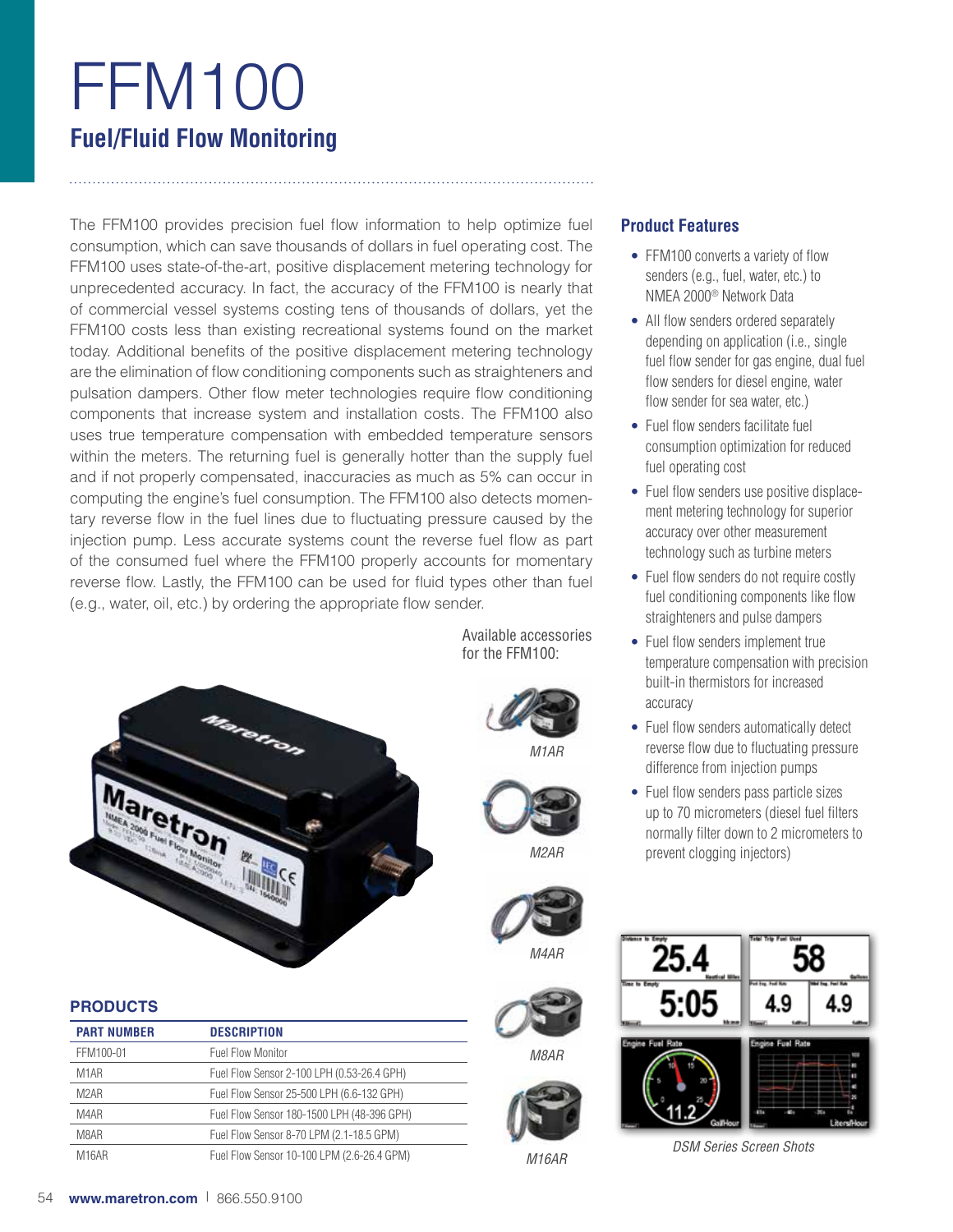# FFM100

## Fuel/Fluid Flow Monitoring

The FFM100 provides precision fuel flow information to help optimize fuel consumption, which can save thousands of dollars in fuel operating cost. The FFM100 uses state-of-the-art, positive displacement metering technology for unprecedented accuracy. In fact, the accuracy of the FFM100 is nearly that of commercial vessel systems costing tens of thousands of dollars, yet the FFM100 costs less than existing recreational systems found on the market today. Additional benefits of the positive displacement metering technology are the elimination of flow conditioning components such as straighteners and pulsation dampers. Other flow meter technologies require flow conditioning components that increase system and installation costs. The FFM100 also uses true temperature compensation with embedded temperature sensors within the meters. The returning fuel is generally hotter than the supply fuel and if not properly compensated, inaccuracies as much as 5% can occur in computing the engine's fuel consumption. The FFM100 also detects momentary reverse flow in the fuel lines due to fluctuating pressure caused by the injection pump. Less accurate systems count the reverse fuel flow as part of the consumed fuel where the FFM100 properly accounts for momentary reverse flow. Lastly, the FFM100 can be used for fluid types other than fuel (e.g., water, oil, etc.) by ordering the appropriate flow sender.

Available accessories for the FFM100:

*M1AR*

*M2AR*

*M4AR*

*M8AR*

*M16AR*

### Product Features

- FFM100 converts a variety of flow senders (e.g., fuel, water, etc.) to NMEA 2000® Network Data
- All flow senders ordered separately depending on application (i.e., single fuel flow sender for gas engine, dual fuel flow senders for diesel engine, water flow sender for sea water, etc.)
- Fuel flow senders facilitate fuel consumption optimization for reduced fuel operating cost
- Fuel flow senders use positive displacement metering technology for superior accuracy over other measurement technology such as turbine meters
- Fuel flow senders do not require costly fuel conditioning components like flow straighteners and pulse dampers
- Fuel flow senders implement true temperature compensation with precision built-in thermistors for increased accuracy
- Fuel flow senders automatically detect reverse flow due to fluctuating pressure difference from injection pumps
- Fuel flow senders pass particle sizes up to 70 micrometers (diesel fuel filters normally filter down to 2 micrometers to prevent clogging injectors)

*DSM Series Screen Shots*

### PRODUCTS

| PART NUMBER | DESCRIPTION |
|---|---|
| FFM100-01 | Fuel Flow Monitor |
| M1AR | Fuel Flow Sensor 2-100 LPH (0.53-26.4 GPH) |
| M2AR | Fuel Flow Sensor 25-500 LPH (6.6-132 GPH) |
| M4AR | Fuel Flow Sensor 180-1500 LPH (48-396 GPH) |
| M8AR | Fuel Flow Sensor 8-70 LPM (2.1-18.5 GPM) |
| M16AR | Fuel Flow Sensor 10-100 LPM (2.6-26.4 GPM) |

**www.maretron.com** | 866.550.9100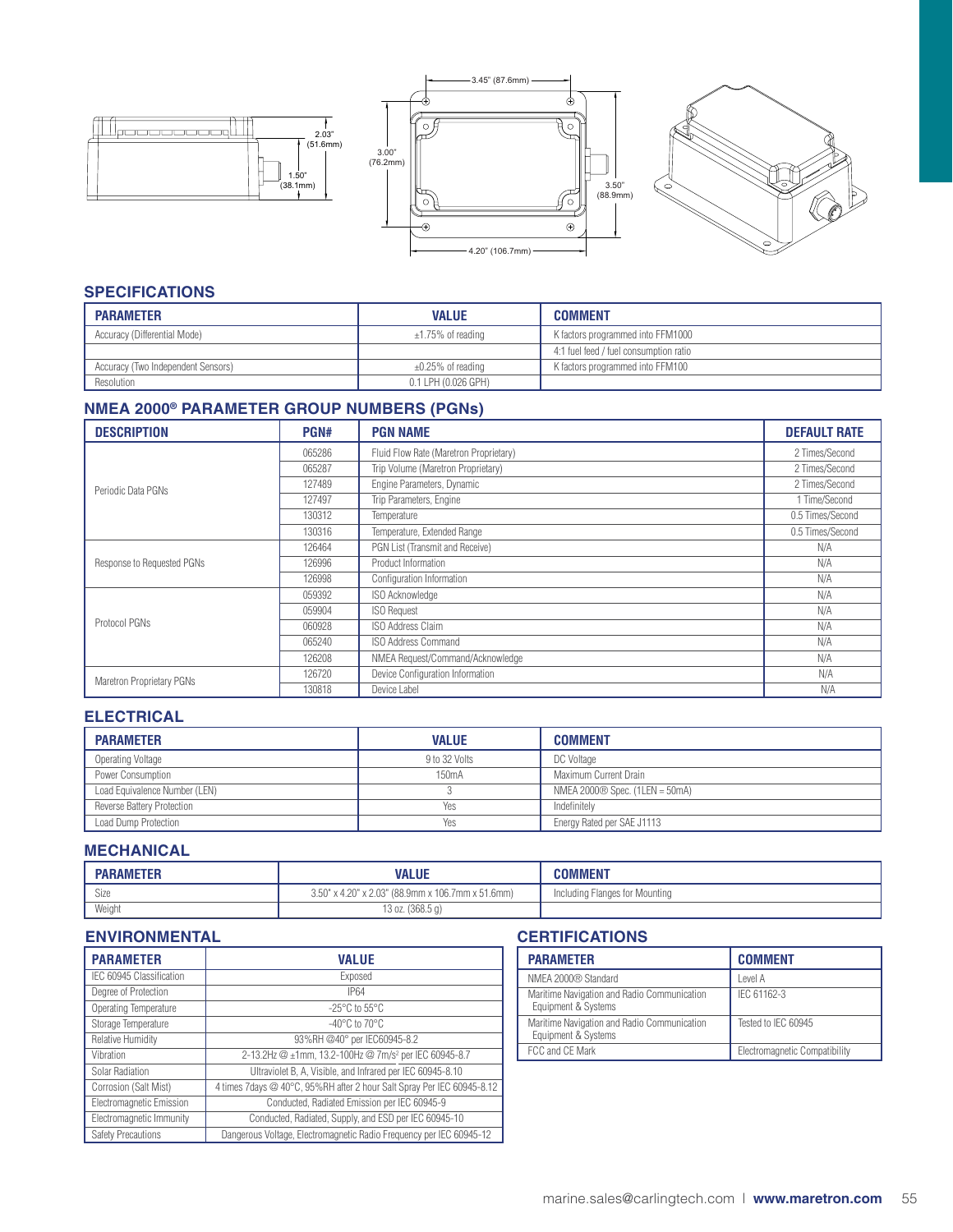2.03"
(51.6mm)
1.50"
(38.1mm)
3.45" (87.6mm)
3.00"
(76.2mm)
3.50"
(88.9mm)
4.20" (106.7mm)

## SPECIFICATIONS

| PARAMETER | VALUE | COMMENT |
|---|---|---|
| Accuracy (Differential Mode) | ±1.75% of reading | K factors programmed into FFM1000 |
| | | 4:1 fuel feed / fuel consumption ratio |
| Accuracy (Two Independent Sensors) | ±0.25% of reading | K factors programmed into FFM100 |
| Resolution | 0.1 LPH (0.026 GPH) | |

## NMEA 2000® PARAMETER GROUP NUMBERS (PGNs)

| DESCRIPTION | PGN# | PGN NAME | DEFAULT RATE |
|---|---|---|---|
| Periodic Data PGNs | 065286 | Fluid Flow Rate (Maretron Proprietary) | 2 Times/Second |
| | 065287 | Trip Volume (Maretron Proprietary) | 2 Times/Second |
| | 127489 | Engine Parameters, Dynamic | 2 Times/Second |
| | 127497 | Trip Parameters, Engine | 1 Time/Second |
| | 130312 | Temperature | 0.5 Times/Second |
| | 130316 | Temperature, Extended Range | 0.5 Times/Second |
| Response to Requested PGNs | 126464 | PGN List (Transmit and Receive) | N/A |
| | 126996 | Product Information | N/A |
| | 126998 | Configuration Information | N/A |
| Protocol PGNs | 059392 | ISO Acknowledge | N/A |
| | 059904 | ISO Request | N/A |
| | 060928 | ISO Address Claim | N/A |
| | 065240 | ISO Address Command | N/A |
| | 126208 | NMEA Request/Command/Acknowledge | N/A |
| Maretron Proprietary PGNs | 126720 | Device Configuration Information | N/A |
| | 130818 | Device Label | N/A |

## ELECTRICAL

| PARAMETER | VALUE | COMMENT |
|---|---|---|
| Operating Voltage | 9 to 32 Volts | DC Voltage |
| Power Consumption | 150mA | Maximum Current Drain |
| Load Equivalence Number (LEN) | 3 | NMEA 2000® Spec. (1LEN = 50mA) |
| Reverse Battery Protection | Yes | Indefinitely |
| Load Dump Protection | Yes | Energy Rated per SAE J1113 |

## MECHANICAL

| PARAMETER | VALUE | COMMENT |
|---|---|---|
| Size | 3.50" x 4.20" x 2.03" (88.9mm x 106.7mm x 51.6mm) | Including Flanges for Mounting |
| Weight | 13 oz. (368.5 g) | |

## ENVIRONMENTAL

| PARAMETER | VALUE |
|---|---|
| IEC 60945 Classification | Exposed |
| Degree of Protection | IP64 |
| Operating Temperature | -25°C to 55°C |
| Storage Temperature | -40°C to 70°C |
| Relative Humidity | 93%RH @40° per IEC60945-8.2 |
| Vibration | 2-13.2Hz @ ±1mm, 13.2-100Hz @ 7m/s² per IEC 60945-8.7 |
| Solar Radiation | Ultraviolet B, A, Visible, and Infrared per IEC 60945-8.10 |
| Corrosion (Salt Mist) | 4 times 7days @ 40°C, 95%RH after 2 hour Salt Spray Per IEC 60945-8.12 |
| Electromagnetic Emission | Conducted, Radiated Emission per IEC 60945-9 |
| Electromagnetic Immunity | Conducted, Radiated, Supply, and ESD per IEC 60945-10 |
| Safety Precautions | Dangerous Voltage, Electromagnetic Radio Frequency per IEC 60945-12 |

## CERTIFICATIONS

| PARAMETER | COMMENT |
|---|---|
| NMEA 2000® Standard | Level A |
| Maritime Navigation and Radio Communication Equipment & Systems | IEC 61162-3 |
| Maritime Navigation and Radio Communication Equipment & Systems | Tested to IEC 60945 |
| FCC and CE Mark | Electromagnetic Compatibility |

marine.sales@carlingtech.com | **www.maretron.com**